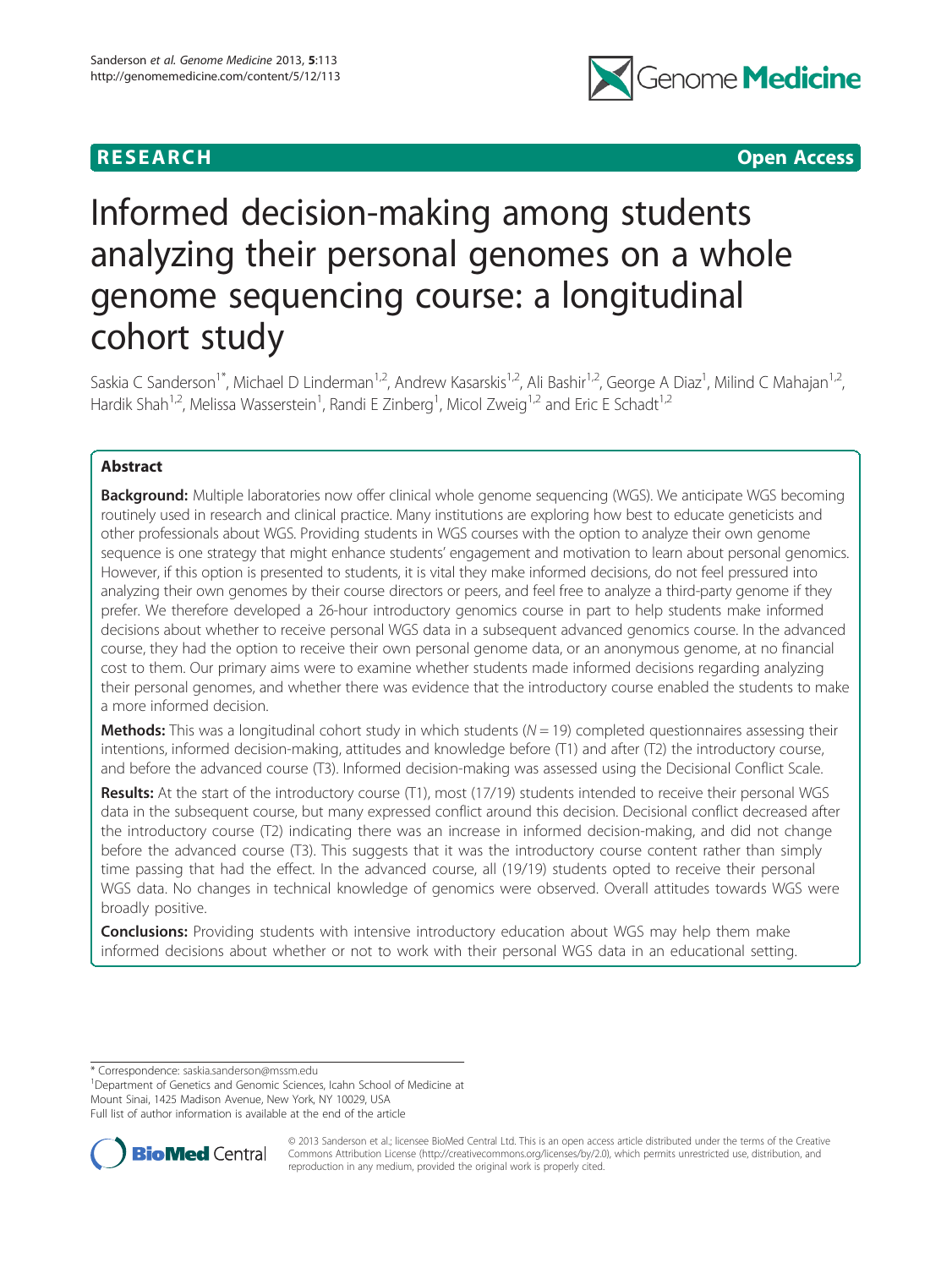RESEARCH Open Access

# Informed decision-making among students analyzing their personal genomes on a whole genome sequencing course: a longitudinal cohort study

Saskia C Sanderson[1*], Michael D Linderman[1,2], Andrew Kasarskis[1,2], Ali Bashir[1,2], George A Diaz[1], Milind C Mahajan[1,2], Hardik Shah[1,2], Melissa Wasserstein[1], Randi E Zinberg[1], Micol Zweig[1,2] and Eric E Schadt[1,2]

## Abstract

**Background:** Multiple laboratories now offer clinical whole genome sequencing (WGS). We anticipate WGS becoming routinely used in research and clinical practice. Many institutions are exploring how best to educate geneticists and other professionals about WGS. Providing students in WGS courses with the option to analyze their own genome sequence is one strategy that might enhance students' engagement and motivation to learn about personal genomics. However, if this option is presented to students, it is vital they make informed decisions, do not feel pressured into analyzing their own genomes by their course directors or peers, and feel free to analyze a third-party genome if they prefer. We therefore developed a 26-hour introductory genomics course in part to help students make informed decisions about whether to receive personal WGS data in a subsequent advanced genomics course. In the advanced course, they had the option to receive their own personal genome data, or an anonymous genome, at no financial cost to them. Our primary aims were to examine whether students made informed decisions regarding analyzing their personal genomes, and whether there was evidence that the introductory course enabled the students to make a more informed decision.

**Methods:** This was a longitudinal cohort study in which students ($N = 19$) completed questionnaires assessing their intentions, informed decision-making, attitudes and knowledge before (T1) and after (T2) the introductory course, and before the advanced course (T3). Informed decision-making was assessed using the Decisional Conflict Scale.

**Results:** At the start of the introductory course (T1), most (17/19) students intended to receive their personal WGS data in the subsequent course, but many expressed conflict around this decision. Decisional conflict decreased after the introductory course (T2) indicating there was an increase in informed decision-making, and did not change before the advanced course (T3). This suggests that it was the introductory course content rather than simply time passing that had the effect. In the advanced course, all (19/19) students opted to receive their personal WGS data. No changes in technical knowledge of genomics were observed. Overall attitudes towards WGS were broadly positive.

**Conclusions:** Providing students with intensive introductory education about WGS may help them make informed decisions about whether or not to work with their personal WGS data in an educational setting.

\* Correspondence: saskia.sanderson@mssm.edu

[1]Department of Genetics and Genomic Sciences, Icahn School of Medicine at Mount Sinai, 1425 Madison Avenue, New York, NY 10029, USA

Full list of author information is available at the end of the article

© 2013 Sanderson et al.; licensee BioMed Central Ltd. This is an open access article distributed under the terms of the Creative Commons Attribution License (http://creativecommons.org/licenses/by/2.0), which permits unrestricted use, distribution, and reproduction in any medium, provided the original work is properly cited.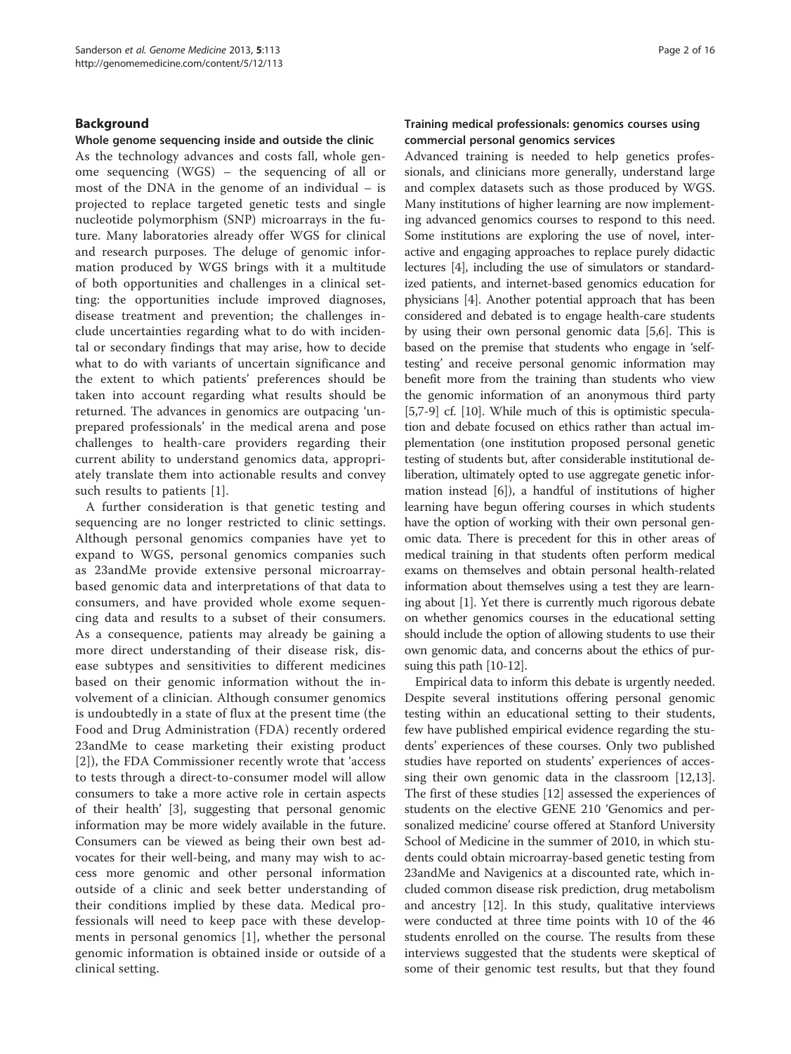## Background

### Whole genome sequencing inside and outside the clinic

As the technology advances and costs fall, whole genome sequencing (WGS) – the sequencing of all or most of the DNA in the genome of an individual – is projected to replace targeted genetic tests and single nucleotide polymorphism (SNP) microarrays in the future. Many laboratories already offer WGS for clinical and research purposes. The deluge of genomic information produced by WGS brings with it a multitude of both opportunities and challenges in a clinical setting: the opportunities include improved diagnoses, disease treatment and prevention; the challenges include uncertainties regarding what to do with incidental or secondary findings that may arise, how to decide what to do with variants of uncertain significance and the extent to which patients' preferences should be taken into account regarding what results should be returned. The advances in genomics are outpacing 'unprepared professionals' in the medical arena and pose challenges to health-care providers regarding their current ability to understand genomics data, appropriately translate them into actionable results and convey such results to patients [1].

A further consideration is that genetic testing and sequencing are no longer restricted to clinic settings. Although personal genomics companies have yet to expand to WGS, personal genomics companies such as 23andMe provide extensive personal microarray-based genomic data and interpretations of that data to consumers, and have provided whole exome sequencing data and results to a subset of their consumers. As a consequence, patients may already be gaining a more direct understanding of their disease risk, disease subtypes and sensitivities to different medicines based on their genomic information without the involvement of a clinician. Although consumer genomics is undoubtedly in a state of flux at the present time (the Food and Drug Administration (FDA) recently ordered 23andMe to cease marketing their existing product [2]), the FDA Commissioner recently wrote that 'access to tests through a direct-to-consumer model will allow consumers to take a more active role in certain aspects of their health' [3], suggesting that personal genomic information may be more widely available in the future. Consumers can be viewed as being their own best advocates for their well-being, and many may wish to access more genomic and other personal information outside of a clinic and seek better understanding of their conditions implied by these data. Medical professionals will need to keep pace with these developments in personal genomics [1], whether the personal genomic information is obtained inside or outside of a clinical setting.

### Training medical professionals: genomics courses using commercial personal genomics services

Advanced training is needed to help genetics professionals, and clinicians more generally, understand large and complex datasets such as those produced by WGS. Many institutions of higher learning are now implementing advanced genomics courses to respond to this need. Some institutions are exploring the use of novel, interactive and engaging approaches to replace purely didactic lectures [4], including the use of simulators or standardized patients, and internet-based genomics education for physicians [4]. Another potential approach that has been considered and debated is to engage health-care students by using their own personal genomic data [5,6]. This is based on the premise that students who engage in 'self-testing' and receive personal genomic information may benefit more from the training than students who view the genomic information of an anonymous third party [5,7-9] cf. [10]. While much of this is optimistic speculation and debate focused on ethics rather than actual implementation (one institution proposed personal genetic testing of students but, after considerable institutional deliberation, ultimately opted to use aggregate genetic information instead [6]), a handful of institutions of higher learning have begun offering courses in which students have the option of working with their own personal genomic data. There is precedent for this in other areas of medical training in that students often perform medical exams on themselves and obtain personal health-related information about themselves using a test they are learning about [1]. Yet there is currently much rigorous debate on whether genomics courses in the educational setting should include the option of allowing students to use their own genomic data, and concerns about the ethics of pursuing this path [10-12].

Empirical data to inform this debate is urgently needed. Despite several institutions offering personal genomic testing within an educational setting to their students, few have published empirical evidence regarding the students' experiences of these courses. Only two published studies have reported on students' experiences of accessing their own genomic data in the classroom [12,13]. The first of these studies [12] assessed the experiences of students on the elective GENE 210 'Genomics and personalized medicine' course offered at Stanford University School of Medicine in the summer of 2010, in which students could obtain microarray-based genetic testing from 23andMe and Navigenics at a discounted rate, which included common disease risk prediction, drug metabolism and ancestry [12]. In this study, qualitative interviews were conducted at three time points with 10 of the 46 students enrolled on the course. The results from these interviews suggested that the students were skeptical of some of their genomic test results, but that they found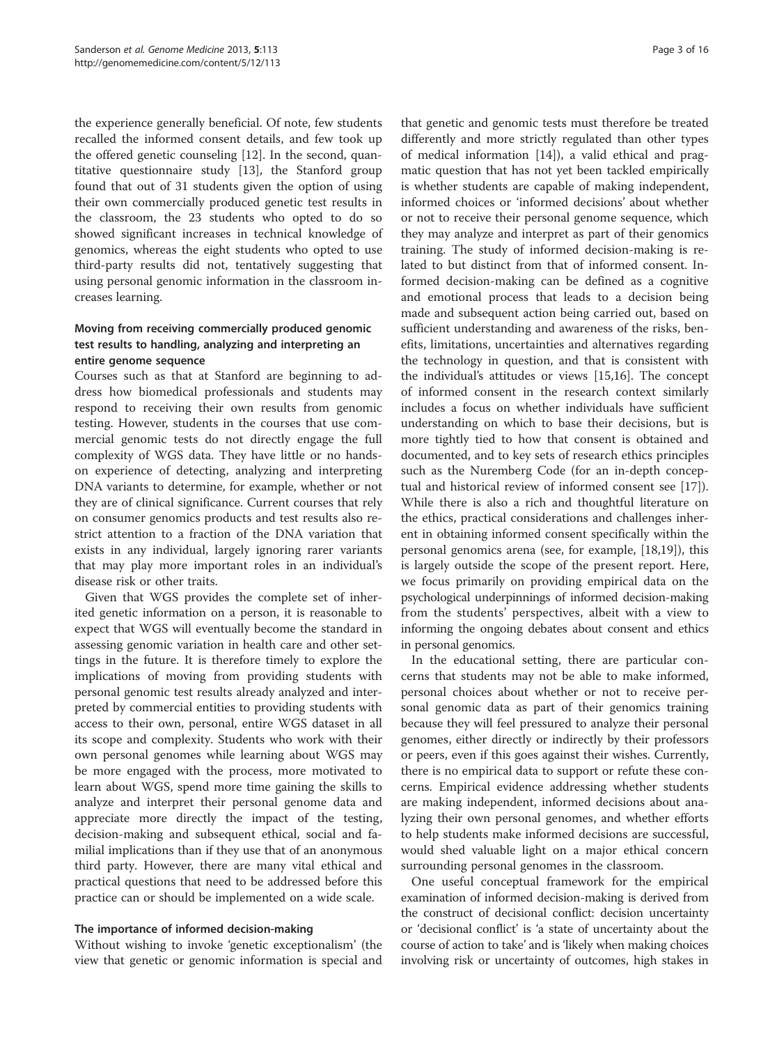the experience generally beneficial. Of note, few students recalled the informed consent details, and few took up the offered genetic counseling [12]. In the second, quantitative questionnaire study [13], the Stanford group found that out of 31 students given the option of using their own commercially produced genetic test results in the classroom, the 23 students who opted to do so showed significant increases in technical knowledge of genomics, whereas the eight students who opted to use third-party results did not, tentatively suggesting that using personal genomic information in the classroom increases learning.

### Moving from receiving commercially produced genomic test results to handling, analyzing and interpreting an entire genome sequence

Courses such as that at Stanford are beginning to address how biomedical professionals and students may respond to receiving their own results from genomic testing. However, students in the courses that use commercial genomic tests do not directly engage the full complexity of WGS data. They have little or no hands-on experience of detecting, analyzing and interpreting DNA variants to determine, for example, whether or not they are of clinical significance. Current courses that rely on consumer genomics products and test results also restrict attention to a fraction of the DNA variation that exists in any individual, largely ignoring rarer variants that may play more important roles in an individual's disease risk or other traits.

Given that WGS provides the complete set of inherited genetic information on a person, it is reasonable to expect that WGS will eventually become the standard in assessing genomic variation in health care and other settings in the future. It is therefore timely to explore the implications of moving from providing students with personal genomic test results already analyzed and interpreted by commercial entities to providing students with access to their own, personal, entire WGS dataset in all its scope and complexity. Students who work with their own personal genomes while learning about WGS may be more engaged with the process, more motivated to learn about WGS, spend more time gaining the skills to analyze and interpret their personal genome data and appreciate more directly the impact of the testing, decision-making and subsequent ethical, social and familial implications than if they use that of an anonymous third party. However, there are many vital ethical and practical questions that need to be addressed before this practice can or should be implemented on a wide scale.

### The importance of informed decision-making

Without wishing to invoke 'genetic exceptionalism' (the view that genetic or genomic information is special and that genetic and genomic tests must therefore be treated differently and more strictly regulated than other types of medical information [14]), a valid ethical and pragmatic question that has not yet been tackled empirically is whether students are capable of making independent, informed choices or 'informed decisions' about whether or not to receive their personal genome sequence, which they may analyze and interpret as part of their genomics training. The study of informed decision-making is related to but distinct from that of informed consent. Informed decision-making can be defined as a cognitive and emotional process that leads to a decision being made and subsequent action being carried out, based on sufficient understanding and awareness of the risks, benefits, limitations, uncertainties and alternatives regarding the technology in question, and that is consistent with the individual's attitudes or views [15,16]. The concept of informed consent in the research context similarly includes a focus on whether individuals have sufficient understanding on which to base their decisions, but is more tightly tied to how that consent is obtained and documented, and to key sets of research ethics principles such as the Nuremberg Code (for an in-depth conceptual and historical review of informed consent see [17]). While there is also a rich and thoughtful literature on the ethics, practical considerations and challenges inherent in obtaining informed consent specifically within the personal genomics arena (see, for example, [18,19]), this is largely outside the scope of the present report. Here, we focus primarily on providing empirical data on the psychological underpinnings of informed decision-making from the students' perspectives, albeit with a view to informing the ongoing debates about consent and ethics in personal genomics.

In the educational setting, there are particular concerns that students may not be able to make informed, personal choices about whether or not to receive personal genomic data as part of their genomics training because they will feel pressured to analyze their personal genomes, either directly or indirectly by their professors or peers, even if this goes against their wishes. Currently, there is no empirical data to support or refute these concerns. Empirical evidence addressing whether students are making independent, informed decisions about analyzing their own personal genomes, and whether efforts to help students make informed decisions are successful, would shed valuable light on a major ethical concern surrounding personal genomes in the classroom.

One useful conceptual framework for the empirical examination of informed decision-making is derived from the construct of decisional conflict: decision uncertainty or 'decisional conflict' is 'a state of uncertainty about the course of action to take' and is 'likely when making choices involving risk or uncertainty of outcomes, high stakes in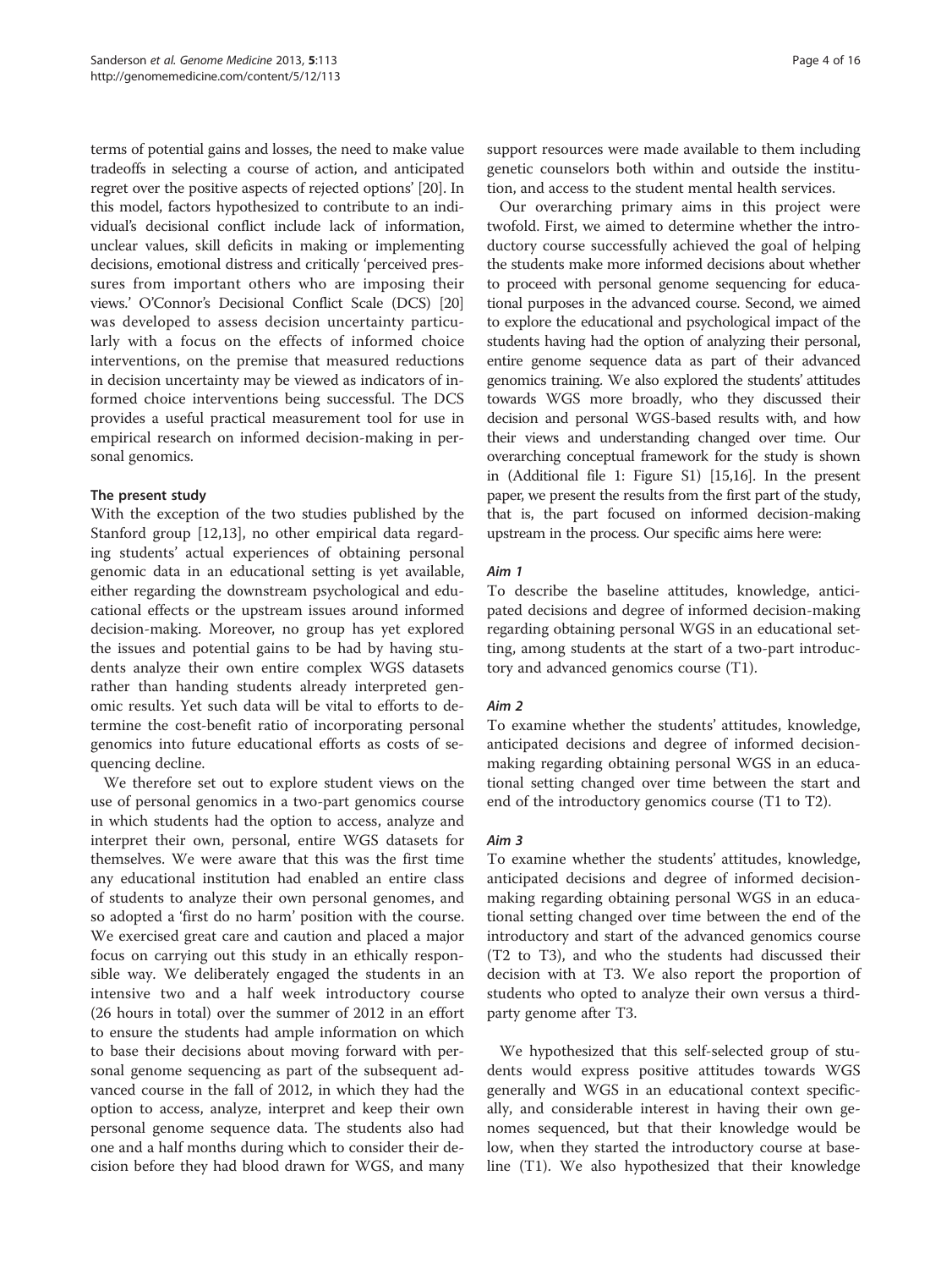terms of potential gains and losses, the need to make value tradeoffs in selecting a course of action, and anticipated regret over the positive aspects of rejected options' [20]. In this model, factors hypothesized to contribute to an individual's decisional conflict include lack of information, unclear values, skill deficits in making or implementing decisions, emotional distress and critically 'perceived pressures from important others who are imposing their views.' O'Connor's Decisional Conflict Scale (DCS) [20] was developed to assess decision uncertainty particularly with a focus on the effects of informed choice interventions, on the premise that measured reductions in decision uncertainty may be viewed as indicators of informed choice interventions being successful. The DCS provides a useful practical measurement tool for use in empirical research on informed decision-making in personal genomics.

### The present study

With the exception of the two studies published by the Stanford group [12,13], no other empirical data regarding students' actual experiences of obtaining personal genomic data in an educational setting is yet available, either regarding the downstream psychological and educational effects or the upstream issues around informed decision-making. Moreover, no group has yet explored the issues and potential gains to be had by having students analyze their own entire complex WGS datasets rather than handing students already interpreted genomic results. Yet such data will be vital to efforts to determine the cost-benefit ratio of incorporating personal genomics into future educational efforts as costs of sequencing decline.

We therefore set out to explore student views on the use of personal genomics in a two-part genomics course in which students had the option to access, analyze and interpret their own, personal, entire WGS datasets for themselves. We were aware that this was the first time any educational institution had enabled an entire class of students to analyze their own personal genomes, and so adopted a 'first do no harm' position with the course. We exercised great care and caution and placed a major focus on carrying out this study in an ethically responsible way. We deliberately engaged the students in an intensive two and a half week introductory course (26 hours in total) over the summer of 2012 in an effort to ensure the students had ample information on which to base their decisions about moving forward with personal genome sequencing as part of the subsequent advanced course in the fall of 2012, in which they had the option to access, analyze, interpret and keep their own personal genome sequence data. The students also had one and a half months during which to consider their decision before they had blood drawn for WGS, and many support resources were made available to them including genetic counselors both within and outside the institution, and access to the student mental health services.

Our overarching primary aims in this project were twofold. First, we aimed to determine whether the introductory course successfully achieved the goal of helping the students make more informed decisions about whether to proceed with personal genome sequencing for educational purposes in the advanced course. Second, we aimed to explore the educational and psychological impact of the students having had the option of analyzing their personal, entire genome sequence data as part of their advanced genomics training. We also explored the students' attitudes towards WGS more broadly, who they discussed their decision and personal WGS-based results with, and how their views and understanding changed over time. Our overarching conceptual framework for the study is shown in (Additional file 1: Figure S1) [15,16]. In the present paper, we present the results from the first part of the study, that is, the part focused on informed decision-making upstream in the process. Our specific aims here were:

#### *Aim 1*

To describe the baseline attitudes, knowledge, anticipated decisions and degree of informed decision-making regarding obtaining personal WGS in an educational setting, among students at the start of a two-part introductory and advanced genomics course (T1).

#### *Aim 2*

To examine whether the students' attitudes, knowledge, anticipated decisions and degree of informed decision-making regarding obtaining personal WGS in an educational setting changed over time between the start and end of the introductory genomics course (T1 to T2).

#### *Aim 3*

To examine whether the students' attitudes, knowledge, anticipated decisions and degree of informed decision-making regarding obtaining personal WGS in an educational setting changed over time between the end of the introductory and start of the advanced genomics course (T2 to T3), and who the students had discussed their decision with at T3. We also report the proportion of students who opted to analyze their own versus a third-party genome after T3.

We hypothesized that this self-selected group of students would express positive attitudes towards WGS generally and WGS in an educational context specifically, and considerable interest in having their own genomes sequenced, but that their knowledge would be low, when they started the introductory course at baseline (T1). We also hypothesized that their knowledge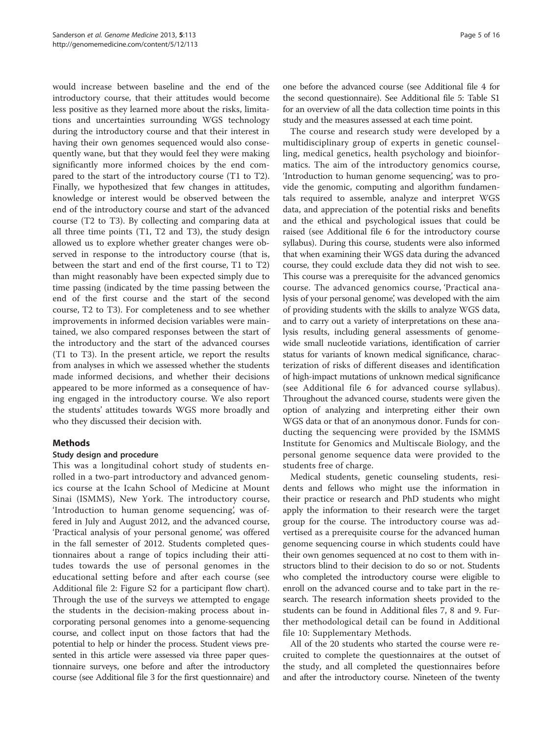would increase between baseline and the end of the introductory course, that their attitudes would become less positive as they learned more about the risks, limitations and uncertainties surrounding WGS technology during the introductory course and that their interest in having their own genomes sequenced would also consequently wane, but that they would feel they were making significantly more informed choices by the end compared to the start of the introductory course (T1 to T2). Finally, we hypothesized that few changes in attitudes, knowledge or interest would be observed between the end of the introductory course and start of the advanced course (T2 to T3). By collecting and comparing data at all three time points (T1, T2 and T3), the study design allowed us to explore whether greater changes were observed in response to the introductory course (that is, between the start and end of the first course, T1 to T2) than might reasonably have been expected simply due to time passing (indicated by the time passing between the end of the first course and the start of the second course, T2 to T3). For completeness and to see whether improvements in informed decision variables were maintained, we also compared responses between the start of the introductory and the start of the advanced courses (T1 to T3). In the present article, we report the results from analyses in which we assessed whether the students made informed decisions, and whether their decisions appeared to be more informed as a consequence of having engaged in the introductory course. We also report the students' attitudes towards WGS more broadly and who they discussed their decision with.

## Methods

### Study design and procedure

This was a longitudinal cohort study of students enrolled in a two-part introductory and advanced genomics course at the Icahn School of Medicine at Mount Sinai (ISMMS), New York. The introductory course, 'Introduction to human genome sequencing', was offered in July and August 2012, and the advanced course, 'Practical analysis of your personal genome', was offered in the fall semester of 2012. Students completed questionnaires about a range of topics including their attitudes towards the use of personal genomes in the educational setting before and after each course (see Additional file 2: Figure S2 for a participant flow chart). Through the use of the surveys we attempted to engage the students in the decision-making process about incorporating personal genomes into a genome-sequencing course, and collect input on those factors that had the potential to help or hinder the process. Student views presented in this article were assessed via three paper questionnaire surveys, one before and after the introductory course (see Additional file 3 for the first questionnaire) and one before the advanced course (see Additional file 4 for the second questionnaire). See Additional file 5: Table S1 for an overview of all the data collection time points in this study and the measures assessed at each time point.

The course and research study were developed by a multidisciplinary group of experts in genetic counselling, medical genetics, health psychology and bioinformatics. The aim of the introductory genomics course, 'Introduction to human genome sequencing', was to provide the genomic, computing and algorithm fundamentals required to assemble, analyze and interpret WGS data, and appreciation of the potential risks and benefits and the ethical and psychological issues that could be raised (see Additional file 6 for the introductory course syllabus). During this course, students were also informed that when examining their WGS data during the advanced course, they could exclude data they did not wish to see. This course was a prerequisite for the advanced genomics course. The advanced genomics course, 'Practical analysis of your personal genome', was developed with the aim of providing students with the skills to analyze WGS data, and to carry out a variety of interpretations on these analysis results, including general assessments of genome-wide small nucleotide variations, identification of carrier status for variants of known medical significance, characterization of risks of different diseases and identification of high-impact mutations of unknown medical significance (see Additional file 6 for advanced course syllabus). Throughout the advanced course, students were given the option of analyzing and interpreting either their own WGS data or that of an anonymous donor. Funds for conducting the sequencing were provided by the ISMMS Institute for Genomics and Multiscale Biology, and the personal genome sequence data were provided to the students free of charge.

Medical students, genetic counseling students, residents and fellows who might use the information in their practice or research and PhD students who might apply the information to their research were the target group for the course. The introductory course was advertised as a prerequisite course for the advanced human genome sequencing course in which students could have their own genomes sequenced at no cost to them with instructors blind to their decision to do so or not. Students who completed the introductory course were eligible to enroll on the advanced course and to take part in the research. The research information sheets provided to the students can be found in Additional files 7, 8 and 9. Further methodological detail can be found in Additional file 10: Supplementary Methods.

All of the 20 students who started the course were recruited to complete the questionnaires at the outset of the study, and all completed the questionnaires before and after the introductory course. Nineteen of the twenty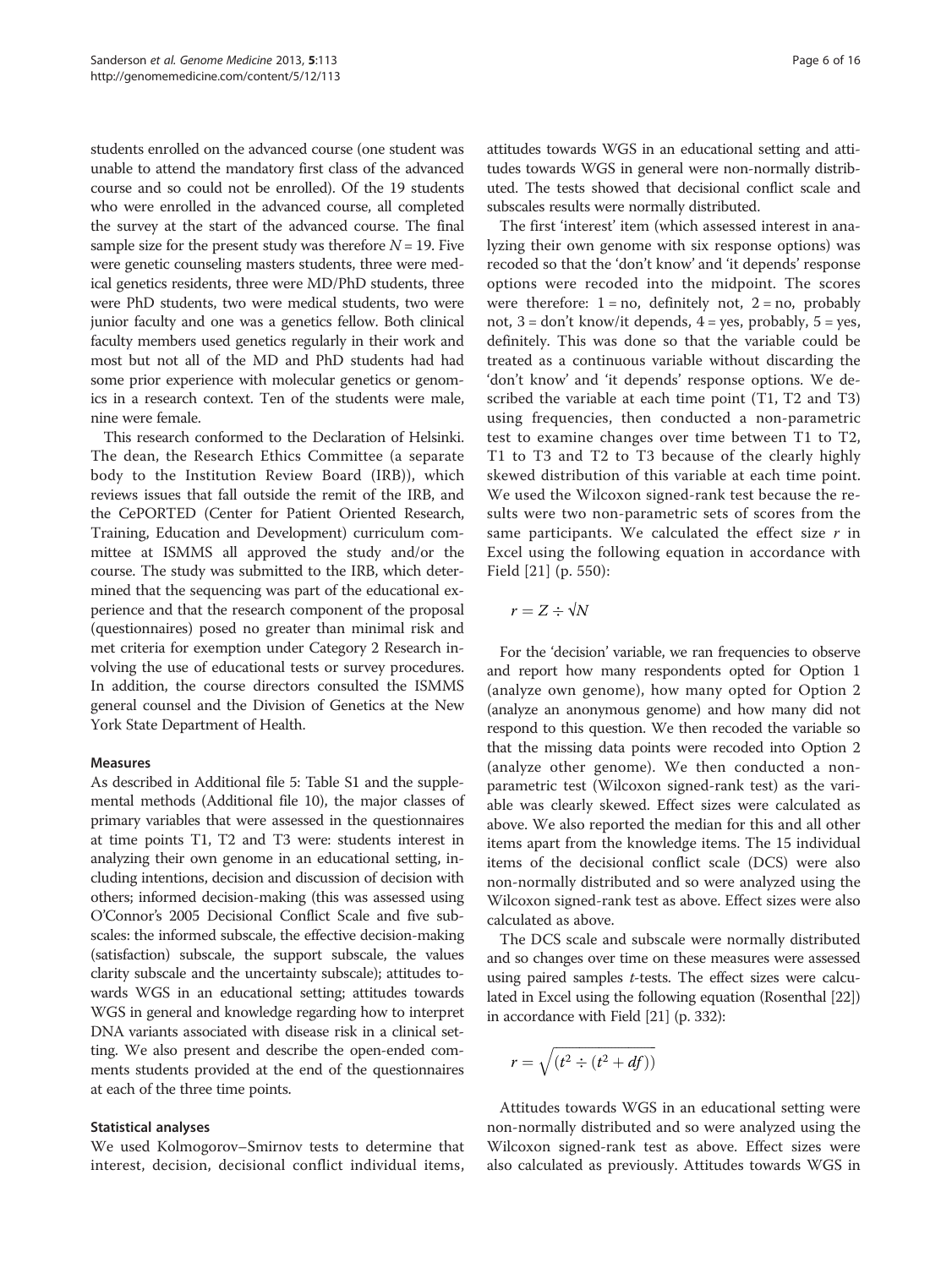students enrolled on the advanced course (one student was unable to attend the mandatory first class of the advanced course and so could not be enrolled). Of the 19 students who were enrolled in the advanced course, all completed the survey at the start of the advanced course. The final sample size for the present study was therefore $N = 19$. Five were genetic counseling masters students, three were medical genetics residents, three were MD/PhD students, three were PhD students, two were medical students, two were junior faculty and one was a genetics fellow. Both clinical faculty members used genetics regularly in their work and most but not all of the MD and PhD students had had some prior experience with molecular genetics or genomics in a research context. Ten of the students were male, nine were female.

This research conformed to the Declaration of Helsinki. The dean, the Research Ethics Committee (a separate body to the Institution Review Board (IRB)), which reviews issues that fall outside the remit of the IRB, and the CePORTED (Center for Patient Oriented Research, Training, Education and Development) curriculum committee at ISMMS all approved the study and/or the course. The study was submitted to the IRB, which determined that the sequencing was part of the educational experience and that the research component of the proposal (questionnaires) posed no greater than minimal risk and met criteria for exemption under Category 2 Research involving the use of educational tests or survey procedures. In addition, the course directors consulted the ISMMS general counsel and the Division of Genetics at the New York State Department of Health.

### Measures

As described in Additional file 5: Table S1 and the supplemental methods (Additional file 10), the major classes of primary variables that were assessed in the questionnaires at time points T1, T2 and T3 were: students interest in analyzing their own genome in an educational setting, including intentions, decision and discussion of decision with others; informed decision-making (this was assessed using O'Connor's 2005 Decisional Conflict Scale and five subscales: the informed subscale, the effective decision-making (satisfaction) subscale, the support subscale, the values clarity subscale and the uncertainty subscale); attitudes towards WGS in an educational setting; attitudes towards WGS in general and knowledge regarding how to interpret DNA variants associated with disease risk in a clinical setting. We also present and describe the open-ended comments students provided at the end of the questionnaires at each of the three time points.

### Statistical analyses

We used Kolmogorov–Smirnov tests to determine that interest, decision, decisional conflict individual items, attitudes towards WGS in an educational setting and attitudes towards WGS in general were non-normally distributed. The tests showed that decisional conflict scale and subscales results were normally distributed.

The first 'interest' item (which assessed interest in analyzing their own genome with six response options) was recoded so that the 'don't know' and 'it depends' response options were recoded into the midpoint. The scores were therefore: 1 = no, definitely not, 2 = no, probably not, 3 = don't know/it depends, 4 = yes, probably, 5 = yes, definitely. This was done so that the variable could be treated as a continuous variable without discarding the 'don't know' and 'it depends' response options. We described the variable at each time point (T1, T2 and T3) using frequencies, then conducted a non-parametric test to examine changes over time between T1 to T2, T1 to T3 and T2 to T3 because of the clearly highly skewed distribution of this variable at each time point. We used the Wilcoxon signed-rank test because the results were two non-parametric sets of scores from the same participants. We calculated the effect size $r$ in Excel using the following equation in accordance with Field [21] (p. 550):

$$r = Z \div \sqrt{N}$$

For the 'decision' variable, we ran frequencies to observe and report how many respondents opted for Option 1 (analyze own genome), how many opted for Option 2 (analyze an anonymous genome) and how many did not respond to this question. We then recoded the variable so that the missing data points were recoded into Option 2 (analyze other genome). We then conducted a non-parametric test (Wilcoxon signed-rank test) as the variable was clearly skewed. Effect sizes were calculated as above. We also reported the median for this and all other items apart from the knowledge items. The 15 individual items of the decisional conflict scale (DCS) were also non-normally distributed and so were analyzed using the Wilcoxon signed-rank test as above. Effect sizes were also calculated as above.

The DCS scale and subscale were normally distributed and so changes over time on these measures were assessed using paired samples $t$-tests. The effect sizes were calculated in Excel using the following equation (Rosenthal [22]) in accordance with Field [21] (p. 332):

$$r = \sqrt{\left(t^2 \div \left(t^2 + df\right)\right)}$$

Attitudes towards WGS in an educational setting were non-normally distributed and so were analyzed using the Wilcoxon signed-rank test as above. Effect sizes were also calculated as previously. Attitudes towards WGS in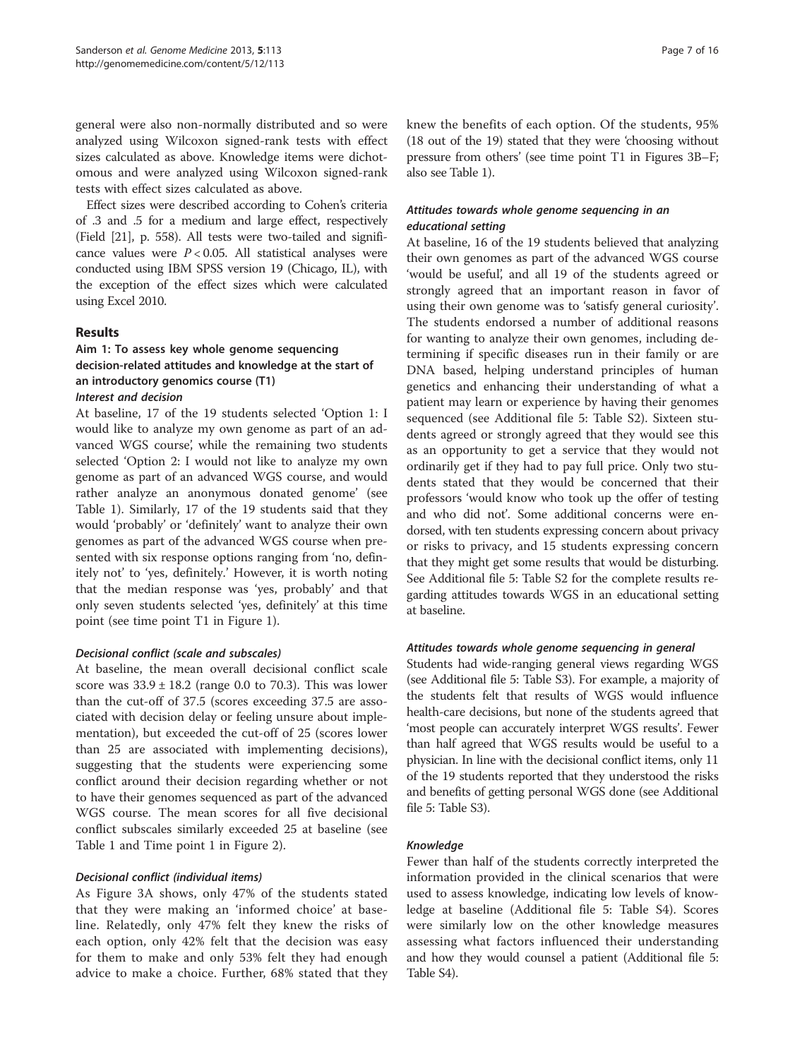general were also non-normally distributed and so were analyzed using Wilcoxon signed-rank tests with effect sizes calculated as above. Knowledge items were dichotomous and were analyzed using Wilcoxon signed-rank tests with effect sizes calculated as above.

Effect sizes were described according to Cohen's criteria of .3 and .5 for a medium and large effect, respectively (Field [21], p. 558). All tests were two-tailed and significance values were $P < 0.05$. All statistical analyses were conducted using IBM SPSS version 19 (Chicago, IL), with the exception of the effect sizes which were calculated using Excel 2010.

## Results

### Aim 1: To assess key whole genome sequencing decision-related attitudes and knowledge at the start of an introductory genomics course (T1)

#### *Interest and decision*

At baseline, 17 of the 19 students selected 'Option 1: I would like to analyze my own genome as part of an advanced WGS course', while the remaining two students selected 'Option 2: I would not like to analyze my own genome as part of an advanced WGS course, and would rather analyze an anonymous donated genome' (see Table 1). Similarly, 17 of the 19 students said that they would 'probably' or 'definitely' want to analyze their own genomes as part of the advanced WGS course when presented with six response options ranging from 'no, definitely not' to 'yes, definitely.' However, it is worth noting that the median response was 'yes, probably' and that only seven students selected 'yes, definitely' at this time point (see time point T1 in Figure 1).

#### *Decisional conflict (scale and subscales)*

At baseline, the mean overall decisional conflict scale score was $33.9 \pm 18.2$ (range 0.0 to 70.3). This was lower than the cut-off of 37.5 (scores exceeding 37.5 are associated with decision delay or feeling unsure about implementation), but exceeded the cut-off of 25 (scores lower than 25 are associated with implementing decisions), suggesting that the students were experiencing some conflict around their decision regarding whether or not to have their genomes sequenced as part of the advanced WGS course. The mean scores for all five decisional conflict subscales similarly exceeded 25 at baseline (see Table 1 and Time point 1 in Figure 2).

#### *Decisional conflict (individual items)*

As Figure 3A shows, only 47% of the students stated that they were making an 'informed choice' at baseline. Relatedly, only 47% felt they knew the risks of each option, only 42% felt that the decision was easy for them to make and only 53% felt they had enough advice to make a choice. Further, 68% stated that they knew the benefits of each option. Of the students, 95% (18 out of the 19) stated that they were 'choosing without pressure from others' (see time point T1 in Figures 3B–F; also see Table 1).

#### *Attitudes towards whole genome sequencing in an educational setting*

At baseline, 16 of the 19 students believed that analyzing their own genomes as part of the advanced WGS course 'would be useful', and all 19 of the students agreed or strongly agreed that an important reason in favor of using their own genome was to 'satisfy general curiosity'. The students endorsed a number of additional reasons for wanting to analyze their own genomes, including determining if specific diseases run in their family or are DNA based, helping understand principles of human genetics and enhancing their understanding of what a patient may learn or experience by having their genomes sequenced (see Additional file 5: Table S2). Sixteen students agreed or strongly agreed that they would see this as an opportunity to get a service that they would not ordinarily get if they had to pay full price. Only two students stated that they would be concerned that their professors 'would know who took up the offer of testing and who did not'. Some additional concerns were endorsed, with ten students expressing concern about privacy or risks to privacy, and 15 students expressing concern that they might get some results that would be disturbing. See Additional file 5: Table S2 for the complete results regarding attitudes towards WGS in an educational setting at baseline.

#### *Attitudes towards whole genome sequencing in general*

Students had wide-ranging general views regarding WGS (see Additional file 5: Table S3). For example, a majority of the students felt that results of WGS would influence health-care decisions, but none of the students agreed that 'most people can accurately interpret WGS results'. Fewer than half agreed that WGS results would be useful to a physician. In line with the decisional conflict items, only 11 of the 19 students reported that they understood the risks and benefits of getting personal WGS done (see Additional file 5: Table S3).

#### *Knowledge*

Fewer than half of the students correctly interpreted the information provided in the clinical scenarios that were used to assess knowledge, indicating low levels of knowledge at baseline (Additional file 5: Table S4). Scores were similarly low on the other knowledge measures assessing what factors influenced their understanding and how they would counsel a patient (Additional file 5: Table S4).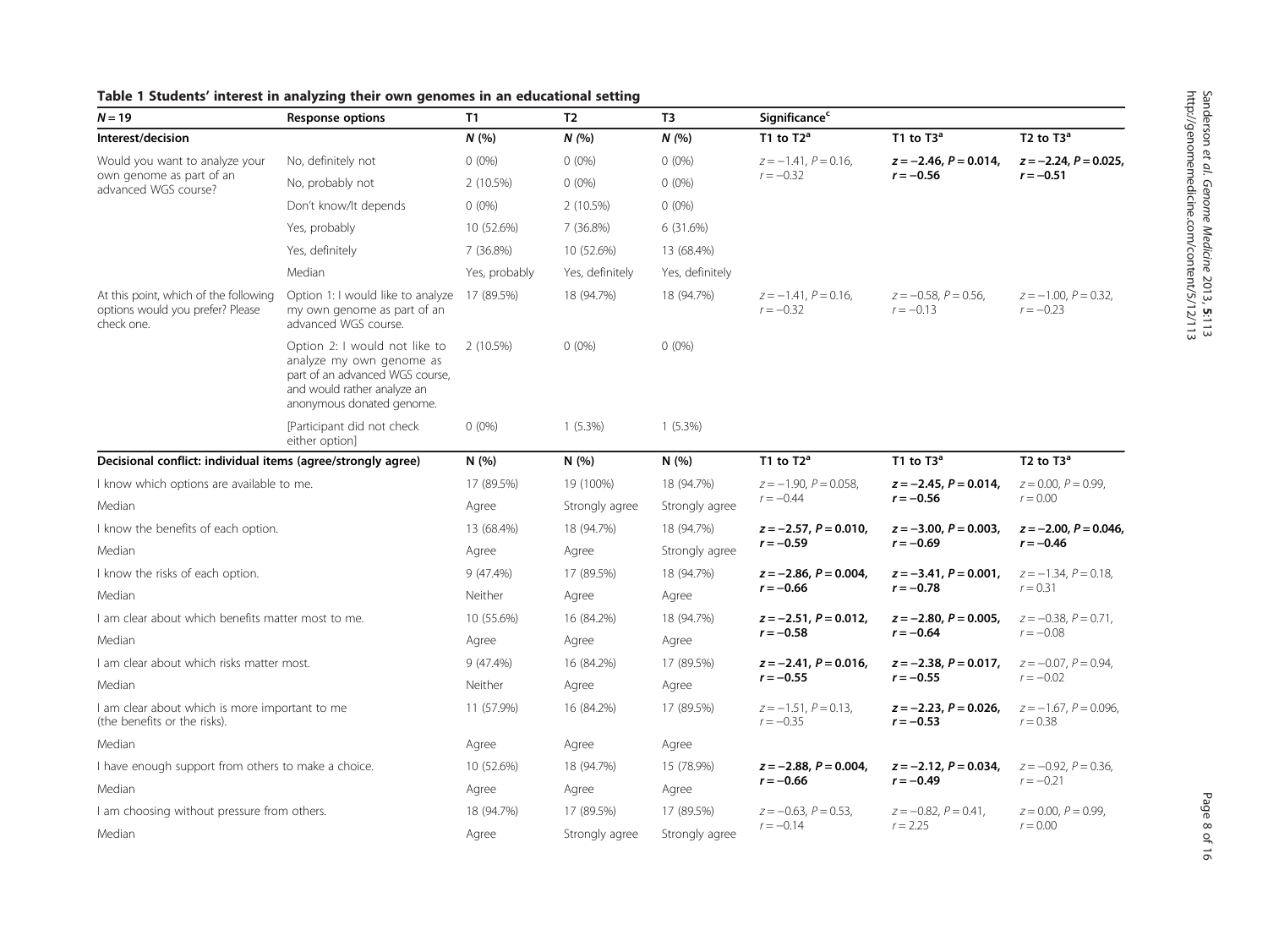**Table 1 Students' interest in analyzing their own genomes in an educational setting**

| $N = 19$ | Response options | T1 | T2 | T3 | Significance[c] | | |
|---|---|---|---|---|---|---|---|
| **Interest/decision** | | *N* (%) | *N* (%) | *N* (%) | T1 to T2[a] | T1 to T3[a] | T2 to T3[a] |
| Would you want to analyze your own genome as part of an advanced WGS course? | No, definitely not | 0 (0%) | 0 (0%) | 0 (0%) | $z = -1.41$, $P = 0.16$, $r = -0.32$ | **$z = -2.46$, $P = 0.014$, $r = -0.56$** | **$z = -2.24$, $P = 0.025$, $r = -0.51$** |
| | No, probably not | 2 (10.5%) | 0 (0%) | 0 (0%) | | | |
| | Don't know/It depends | 0 (0%) | 2 (10.5%) | 0 (0%) | | | |
| | Yes, probably | 10 (52.6%) | 7 (36.8%) | 6 (31.6%) | | | |
| | Yes, definitely | 7 (36.8%) | 10 (52.6%) | 13 (68.4%) | | | |
| | Median | Yes, probably | Yes, definitely | Yes, definitely | | | |
| At this point, which of the following options would you prefer? Please check one. | Option 1: I would like to analyze my own genome as part of an advanced WGS course. | 17 (89.5%) | 18 (94.7%) | 18 (94.7%) | $z = -1.41$, $P = 0.16$, $r = -0.32$ | $z = -0.58$, $P = 0.56$, $r = -0.13$ | $z = -1.00$, $P = 0.32$, $r = -0.23$ |
| | Option 2: I would not like to analyze my own genome as part of an advanced WGS course, and would rather analyze an anonymous donated genome. | 2 (10.5%) | 0 (0%) | 0 (0%) | | | |
| | [Participant did not check either option] | 0 (0%) | 1 (5.3%) | 1 (5.3%) | | | |
| **Decisional conflict: individual items (agree/strongly agree)** | | N (%) | N (%) | N (%) | T1 to T2[a] | T1 to T3[a] | T2 to T3[a] |
| I know which options are available to me. | | 17 (89.5%) | 19 (100%) | 18 (94.7%) | $z = -1.90$, $P = 0.058$, $r = -0.44$ | **$z = -2.45$, $P = 0.014$, $r = -0.56$** | $z = 0.00$, $P = 0.99$, $r = 0.00$ |
| Median | | Agree | Strongly agree | Strongly agree | | | |
| I know the benefits of each option. | | 13 (68.4%) | 18 (94.7%) | 18 (94.7%) | **$z = -2.57$, $P = 0.010$, $r = -0.59$** | **$z = -3.00$, $P = 0.003$, $r = -0.69$** | **$z = -2.00$, $P = 0.046$, $r = -0.46$** |
| Median | | Agree | Agree | Strongly agree | | | |
| I know the risks of each option. | | 9 (47.4%) | 17 (89.5%) | 18 (94.7%) | **$z = -2.86$, $P = 0.004$, $r = -0.66$** | **$z = -3.41$, $P = 0.001$, $r = -0.78$** | $z = -1.34$, $P = 0.18$, $r = 0.31$ |
| Median | | Neither | Agree | Agree | | | |
| I am clear about which benefits matter most to me. | | 10 (55.6%) | 16 (84.2%) | 18 (94.7%) | **$z = -2.51$, $P = 0.012$, $r = -0.58$** | **$z = -2.80$, $P = 0.005$, $r = -0.64$** | $z = -0.38$, $P = 0.71$, $r = -0.08$ |
| Median | | Agree | Agree | Agree | | | |
| I am clear about which risks matter most. | | 9 (47.4%) | 16 (84.2%) | 17 (89.5%) | **$z = -2.41$, $P = 0.016$, $r = -0.55$** | **$z = -2.38$, $P = 0.017$, $r = -0.55$** | $z = -0.07$, $P = 0.94$, $r = -0.02$ |
| Median | | Neither | Agree | Agree | | | |
| I am clear about which is more important to me (the benefits or the risks). | | 11 (57.9%) | 16 (84.2%) | 17 (89.5%) | $z = -1.51$, $P = 0.13$, $r = -0.35$ | **$z = -2.23$, $P = 0.026$, $r = -0.53$** | $z = -1.67$, $P = 0.096$, $r = 0.38$ |
| Median | | Agree | Agree | Agree | | | |
| I have enough support from others to make a choice. | | 10 (52.6%) | 18 (94.7%) | 15 (78.9%) | **$z = -2.88$, $P = 0.004$, $r = -0.66$** | **$z = -2.12$, $P = 0.034$, $r = -0.49$** | $z = -0.92$, $P = 0.36$, $r = -0.21$ |
| Median | | Agree | Agree | Agree | | | |
| I am choosing without pressure from others. | | 18 (94.7%) | 17 (89.5%) | 17 (89.5%) | $z = -0.63$, $P = 0.53$, $r = -0.14$ | $z = -0.82$, $P = 0.41$, $r = 2.25$ | $z = 0.00$, $P = 0.99$, $r = 0.00$ |
| Median | | Agree | Strongly agree | Strongly agree | | | |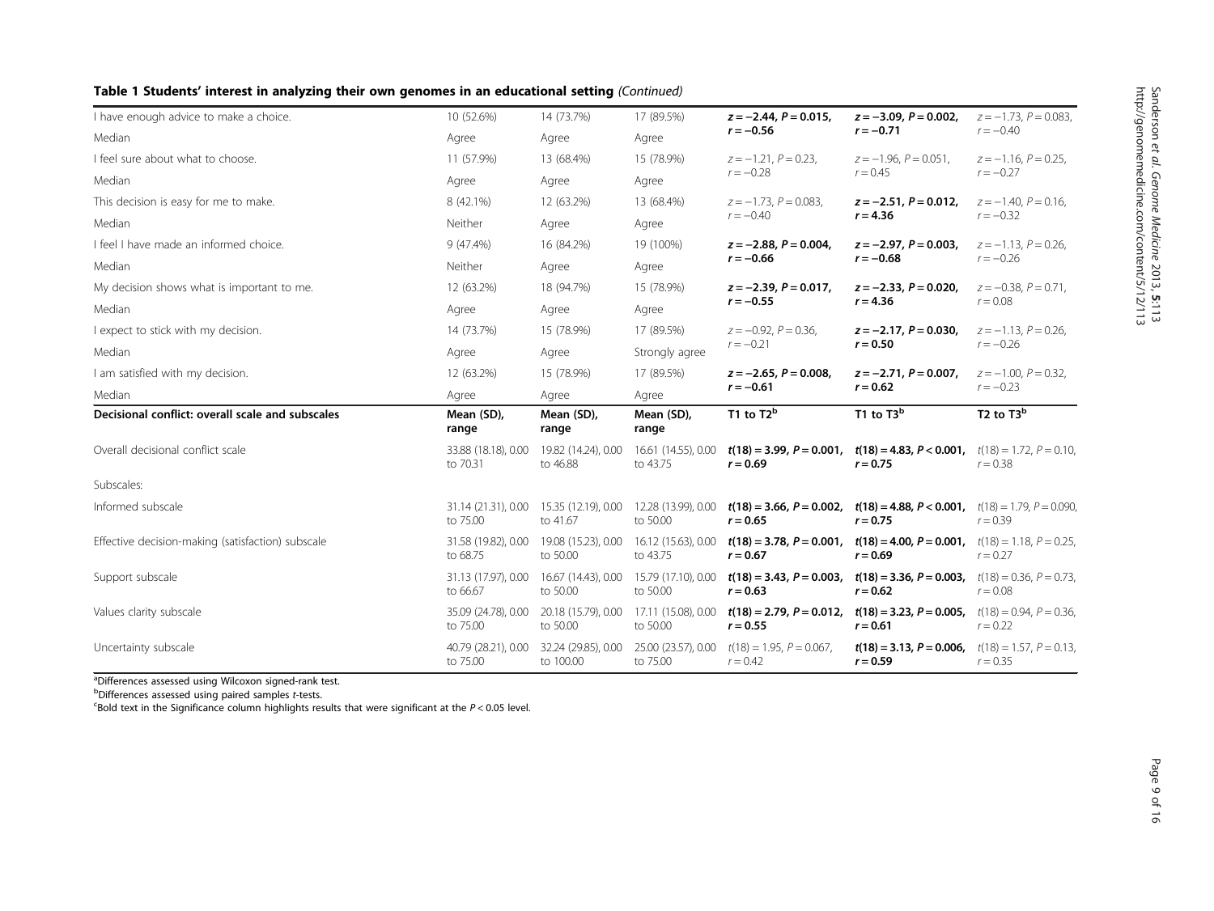**Table 1 Students' interest in analyzing their own genomes in an educational setting** *(Continued)*

| | | | | | | |
|---|---|---|---|---|---|---|
| I have enough advice to make a choice. | 10 (52.6%) | 14 (73.7%) | 17 (89.5%) | **$z = -2.44$, $P = 0.015$, $r = -0.56$** | **$z = -3.09$, $P = 0.002$, $r = -0.71$** | $z = -1.73$, $P = 0.083$, $r = -0.40$ |
| Median | Agree | Agree | Agree | | | |
| I feel sure about what to choose. | 11 (57.9%) | 13 (68.4%) | 15 (78.9%) | $z = -1.21$, $P = 0.23$, $r = -0.28$ | $z = -1.96$, $P = 0.051$, $r = 0.45$ | $z = -1.16$, $P = 0.25$, $r = -0.27$ |
| Median | Agree | Agree | Agree | | | |
| This decision is easy for me to make. | 8 (42.1%) | 12 (63.2%) | 13 (68.4%) | $z = -1.73$, $P = 0.083$, $r = -0.40$ | **$z = -2.51$, $P = 0.012$, $r = 4.36$** | $z = -1.40$, $P = 0.16$, $r = -0.32$ |
| Median | Neither | Agree | Agree | | | |
| I feel I have made an informed choice. | 9 (47.4%) | 16 (84.2%) | 19 (100%) | **$z = -2.88$, $P = 0.004$, $r = -0.66$** | **$z = -2.97$, $P = 0.003$, $r = -0.68$** | $z = -1.13$, $P = 0.26$, $r = -0.26$ |
| Median | Neither | Agree | Agree | | | |
| My decision shows what is important to me. | 12 (63.2%) | 18 (94.7%) | 15 (78.9%) | **$z = -2.39$, $P = 0.017$, $r = -0.55$** | **$z = -2.33$, $P = 0.020$, $r = 4.36$** | $z = -0.38$, $P = 0.71$, $r = 0.08$ |
| Median | Agree | Agree | Agree | | | |
| I expect to stick with my decision. | 14 (73.7%) | 15 (78.9%) | 17 (89.5%) | $z = -0.92$, $P = 0.36$, $r = -0.21$ | **$z = -2.17$, $P = 0.030$, $r = 0.50$** | $z = -1.13$, $P = 0.26$, $r = -0.26$ |
| Median | Agree | Agree | Strongly agree | | | |
| I am satisfied with my decision. | 12 (63.2%) | 15 (78.9%) | 17 (89.5%) | **$z = -2.65$, $P = 0.008$, $r = -0.61$** | **$z = -2.71$, $P = 0.007$, $r = 0.62$** | $z = -1.00$, $P = 0.32$, $r = -0.23$ |
| Median | Agree | Agree | Agree | | | |
| **Decisional conflict: overall scale and subscales** | **Mean (SD), range** | **Mean (SD), range** | **Mean (SD), range** | **T1 to T2[b]** | **T1 to T3[b]** | **T2 to T3[b]** |
| Overall decisional conflict scale | 33.88 (18.18), 0.00 to 70.31 | 19.82 (14.24), 0.00 to 46.88 | 16.61 (14.55), 0.00 to 43.75 | **$t(18) = 3.99$, $P = 0.001$, $r = 0.69$** | **$t(18) = 4.83$, $P < 0.001$, $r = 0.75$** | $t(18) = 1.72$, $P = 0.10$, $r = 0.38$ |
| Subscales: | | | | | | |
| Informed subscale | 31.14 (21.31), 0.00 to 75.00 | 15.35 (12.19), 0.00 to 41.67 | 12.28 (13.99), 0.00 to 50.00 | **$t(18) = 3.66$, $P = 0.002$, $r = 0.65$** | **$t(18) = 4.88$, $P < 0.001$, $r = 0.75$** | $t(18) = 1.79$, $P = 0.090$, $r = 0.39$ |
| Effective decision-making (satisfaction) subscale | 31.58 (19.82), 0.00 to 68.75 | 19.08 (15.23), 0.00 to 50.00 | 16.12 (15.63), 0.00 to 43.75 | **$t(18) = 3.78$, $P = 0.001$, $r = 0.67$** | **$t(18) = 4.00$, $P = 0.001$, $r = 0.69$** | $t(18) = 1.18$, $P = 0.25$, $r = 0.27$ |
| Support subscale | 31.13 (17.97), 0.00 to 66.67 | 16.67 (14.43), 0.00 to 50.00 | 15.79 (17.10), 0.00 to 50.00 | **$t(18) = 3.43$, $P = 0.003$, $r = 0.63$** | **$t(18) = 3.36$, $P = 0.003$, $r = 0.62$** | $t(18) = 0.36$, $P = 0.73$, $r = 0.08$ |
| Values clarity subscale | 35.09 (24.78), 0.00 to 75.00 | 20.18 (15.79), 0.00 to 50.00 | 17.11 (15.08), 0.00 to 50.00 | **$t(18) = 2.79$, $P = 0.012$, $r = 0.55$** | **$t(18) = 3.23$, $P = 0.005$, $r = 0.61$** | $t(18) = 0.94$, $P = 0.36$, $r = 0.22$ |
| Uncertainty subscale | 40.79 (28.21), 0.00 to 75.00 | 32.24 (29.85), 0.00 to 100.00 | 25.00 (23.57), 0.00 to 75.00 | $t(18) = 1.95$, $P = 0.067$, $r = 0.42$ | **$t(18) = 3.13$, $P = 0.006$, $r = 0.59$** | $t(18) = 1.57$, $P = 0.13$, $r = 0.35$ |

[a]Differences assessed using Wilcoxon signed-rank test.
[b]Differences assessed using paired samples *t*-tests.
[c]Bold text in the Significance column highlights results that were significant at the $P < 0.05$ level.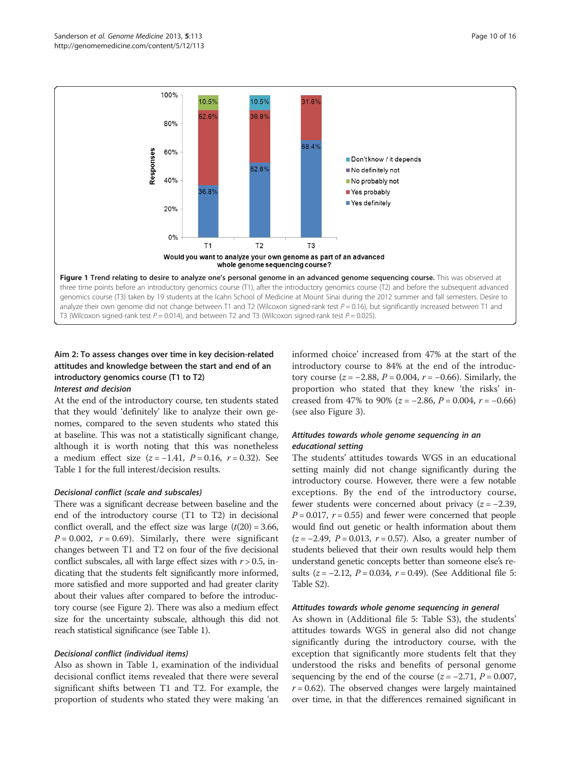Figure 1 Trend relating to desire to analyze one's personal genome in an advanced genome sequencing course. This was observed at three time points before an introductory genomics course (T1), after the introductory genomics course (T2) and before the subsequent advanced genomics course (T3) taken by 19 students at the Icahn School of Medicine at Mount Sinai during the 2012 summer and fall semesters. Desire to analyze their own genome did not change between T1 and T2 (Wilcoxon signed-rank test $P = 0.16$), but significantly increased between T1 and T3 (Wilcoxon signed-rank test $P = 0.014$), and between T2 and T3 (Wilcoxon signed-rank test $P = 0.025$).

### Aim 2: To assess changes over time in key decision-related attitudes and knowledge between the start and end of an introductory genomics course (T1 to T2)

#### *Interest and decision*

At the end of the introductory course, ten students stated that they would 'definitely' like to analyze their own genomes, compared to the seven students who stated this at baseline. This was not a statistically significant change, although it is worth noting that this was nonetheless a medium effect size ($z = -1.41$, $P = 0.16$, $r = 0.32$). See Table 1 for the full interest/decision results.

#### *Decisional conflict (scale and subscales)*

There was a significant decrease between baseline and the end of the introductory course (T1 to T2) in decisional conflict overall, and the effect size was large ($t(20) = 3.66$, $P = 0.002$, $r = 0.69$). Similarly, there were significant changes between T1 and T2 on four of the five decisional conflict subscales, all with large effect sizes with $r > 0.5$, indicating that the students felt significantly more informed, more satisfied and more supported and had greater clarity about their values after compared to before the introductory course (see Figure 2). There was also a medium effect size for the uncertainty subscale, although this did not reach statistical significance (see Table 1).

#### *Decisional conflict (individual items)*

Also as shown in Table 1, examination of the individual decisional conflict items revealed that there were several significant shifts between T1 and T2. For example, the proportion of students who stated they were making 'an informed choice' increased from 47% at the start of the introductory course to 84% at the end of the introductory course ($z = -2.88$, $P = 0.004$, $r = -0.66$). Similarly, the proportion who stated that they knew 'the risks' increased from 47% to 90% ($z = -2.86$, $P = 0.004$, $r = -0.66$) (see also Figure 3).

#### *Attitudes towards whole genome sequencing in an educational setting*

The students' attitudes towards WGS in an educational setting mainly did not change significantly during the introductory course. However, there were a few notable exceptions. By the end of the introductory course, fewer students were concerned about privacy ($z = -2.39$, $P = 0.017$, $r = 0.55$) and fewer were concerned that people would find out genetic or health information about them ($z = -2.49$, $P = 0.013$, $r = 0.57$). Also, a greater number of students believed that their own results would help them understand genetic concepts better than someone else's results ($z = -2.12$, $P = 0.034$, $r = 0.49$). (See Additional file 5: Table S2).

#### *Attitudes towards whole genome sequencing in general*

As shown in (Additional file 5: Table S3), the students' attitudes towards WGS in general also did not change significantly during the introductory course, with the exception that significantly more students felt that they understood the risks and benefits of personal genome sequencing by the end of the course ($z = -2.71$, $P = 0.007$, $r = 0.62$). The observed changes were largely maintained over time, in that the differences remained significant in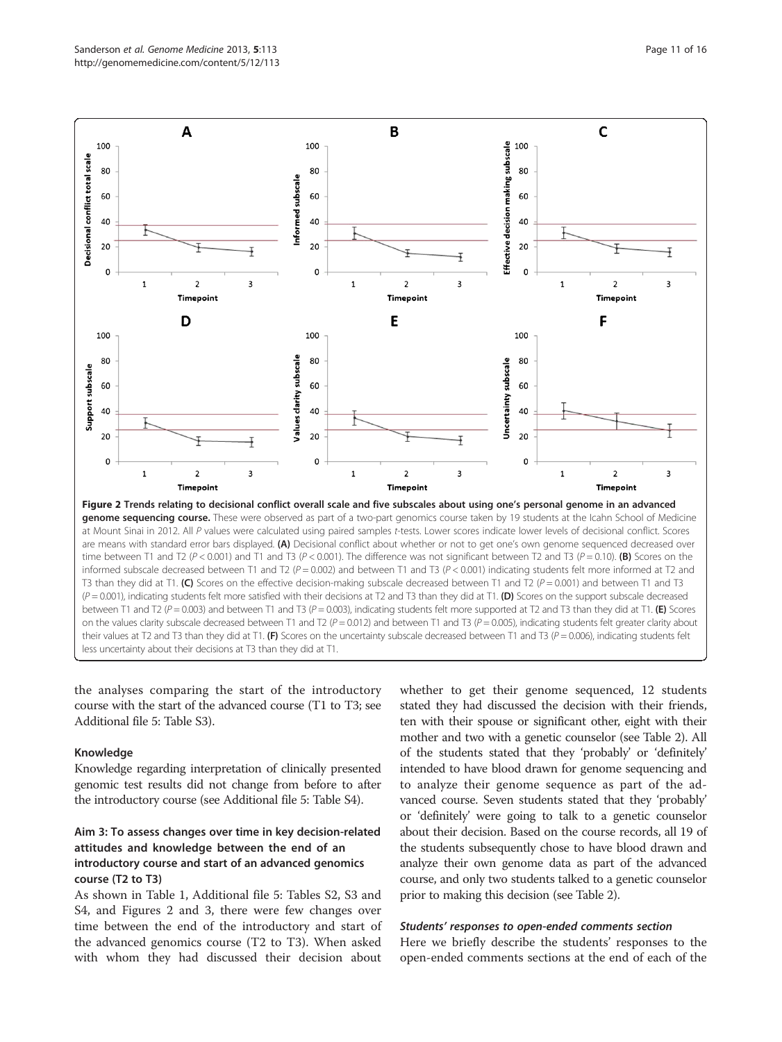**Figure 2 Trends relating to decisional conflict overall scale and five subscales about using one's personal genome in an advanced genome sequencing course.** These were observed as part of a two-part genomics course taken by 19 students at the Icahn School of Medicine at Mount Sinai in 2012. All $P$ values were calculated using paired samples $t$-tests. Lower scores indicate lower levels of decisional conflict. Scores are means with standard error bars displayed. **(A)** Decisional conflict about whether or not to get one's own genome sequenced decreased over time between T1 and T2 ($P < 0.001$) and T1 and T3 ($P < 0.001$). The difference was not significant between T2 and T3 ($P = 0.10$). **(B)** Scores on the informed subscale decreased between T1 and T2 ($P = 0.002$) and between T1 and T3 ($P < 0.001$) indicating students felt more informed at T2 and T3 than they did at T1. **(C)** Scores on the effective decision-making subscale decreased between T1 and T2 ($P = 0.001$) and between T1 and T3 ($P = 0.001$), indicating students felt more satisfied with their decisions at T2 and T3 than they did at T1. **(D)** Scores on the support subscale decreased between T1 and T2 ($P = 0.003$) and between T1 and T3 ($P = 0.003$), indicating students felt more supported at T2 and T3 than they did at T1. **(E)** Scores on the values clarity subscale decreased between T1 and T2 ($P = 0.012$) and between T1 and T3 ($P = 0.005$), indicating students felt greater clarity about their values at T2 and T3 than they did at T1. **(F)** Scores on the uncertainty subscale decreased between T1 and T3 ($P = 0.006$), indicating students felt less uncertainty about their decisions at T3 than they did at T1.

the analyses comparing the start of the introductory course with the start of the advanced course (T1 to T3; see Additional file 5: Table S3).

### Knowledge

Knowledge regarding interpretation of clinically presented genomic test results did not change from before to after the introductory course (see Additional file 5: Table S4).

### Aim 3: To assess changes over time in key decision-related attitudes and knowledge between the end of an introductory course and start of an advanced genomics course (T2 to T3)

As shown in Table 1, Additional file 5: Tables S2, S3 and S4, and Figures 2 and 3, there were few changes over time between the end of the introductory and start of the advanced genomics course (T2 to T3). When asked with whom they had discussed their decision about whether to get their genome sequenced, 12 students stated they had discussed the decision with their friends, ten with their spouse or significant other, eight with their mother and two with a genetic counselor (see Table 2). All of the students stated that they 'probably' or 'definitely' intended to have blood drawn for genome sequencing and to analyze their genome sequence as part of the advanced course. Seven students stated that they 'probably' or 'definitely' were going to talk to a genetic counselor about their decision. Based on the course records, all 19 of the students subsequently chose to have blood drawn and analyze their own genome data as part of the advanced course, and only two students talked to a genetic counselor prior to making this decision (see Table 2).

#### *Students' responses to open-ended comments section*

Here we briefly describe the students' responses to the open-ended comments sections at the end of each of the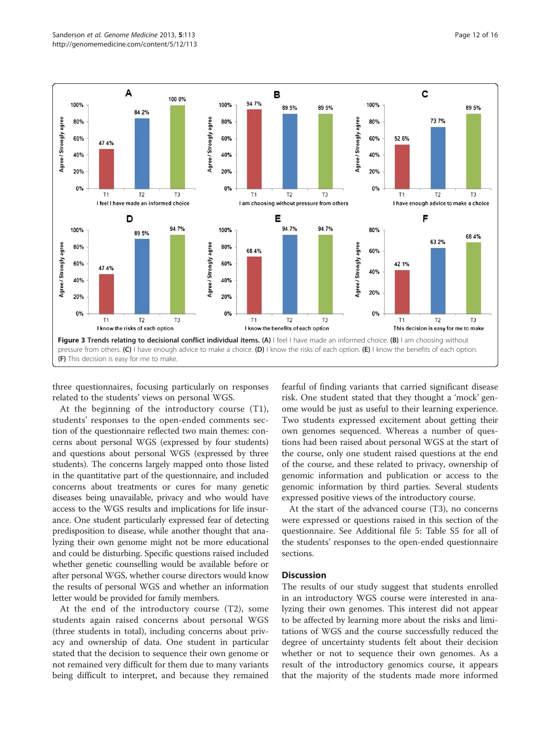**Figure 3 Trends relating to decisional conflict individual items. (A)** I feel I have made an informed choice. **(B)** I am choosing without pressure from others. **(C)** I have enough advice to make a choice. **(D)** I know the risks of each option. **(E)** I know the benefits of each option. **(F)** This decision is easy for me to make.

three questionnaires, focusing particularly on responses related to the students' views on personal WGS.

At the beginning of the introductory course (T1), students' responses to the open-ended comments section of the questionnaire reflected two main themes: concerns about personal WGS (expressed by four students) and questions about personal WGS (expressed by three students). The concerns largely mapped onto those listed in the quantitative part of the questionnaire, and included concerns about treatments or cures for many genetic diseases being unavailable, privacy and who would have access to the WGS results and implications for life insurance. One student particularly expressed fear of detecting predisposition to disease, while another thought that analyzing their own genome might not be more educational and could be disturbing. Specific questions raised included whether genetic counselling would be available before or after personal WGS, whether course directors would know the results of personal WGS and whether an information letter would be provided for family members.

At the end of the introductory course (T2), some students again raised concerns about personal WGS (three students in total), including concerns about privacy and ownership of data. One student in particular stated that the decision to sequence their own genome or not remained very difficult for them due to many variants being difficult to interpret, and because they remained fearful of finding variants that carried significant disease risk. One student stated that they thought a 'mock' genome would be just as useful to their learning experience. Two students expressed excitement about getting their own genomes sequenced. Whereas a number of questions had been raised about personal WGS at the start of the course, only one student raised questions at the end of the course, and these related to privacy, ownership of genomic information and publication or access to the genomic information by third parties. Several students expressed positive views of the introductory course.

At the start of the advanced course (T3), no concerns were expressed or questions raised in this section of the questionnaire. See Additional file 5: Table S5 for all of the students' responses to the open-ended questionnaire sections.

## Discussion

The results of our study suggest that students enrolled in an introductory WGS course were interested in analyzing their own genomes. This interest did not appear to be affected by learning more about the risks and limitations of WGS and the course successfully reduced the degree of uncertainty students felt about their decision whether or not to sequence their own genomes. As a result of the introductory genomics course, it appears that the majority of the students made more informed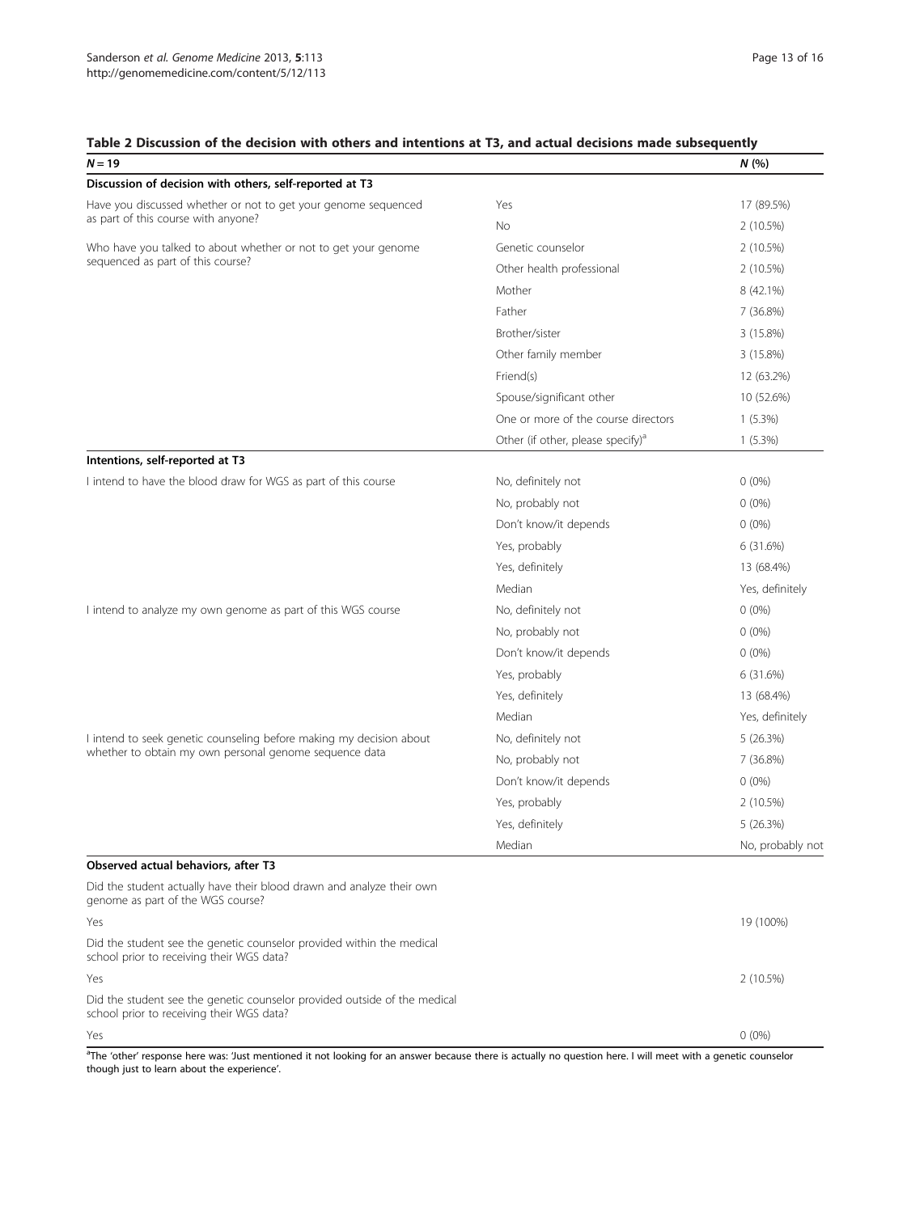**Table 2 Discussion of the decision with others and intentions at T3, and actual decisions made subsequently**

| N = 19 | | N (%) |
|---|---|---|
| **Discussion of decision with others, self-reported at T3** | | |
| Have you discussed whether or not to get your genome sequenced as part of this course with anyone? | Yes | 17 (89.5%) |
| | No | 2 (10.5%) |
| Who have you talked to about whether or not to get your genome sequenced as part of this course? | Genetic counselor | 2 (10.5%) |
| | Other health professional | 2 (10.5%) |
| | Mother | 8 (42.1%) |
| | Father | 7 (36.8%) |
| | Brother/sister | 3 (15.8%) |
| | Other family member | 3 (15.8%) |
| | Friend(s) | 12 (63.2%) |
| | Spouse/significant other | 10 (52.6%) |
| | One or more of the course directors | 1 (5.3%) |
| | Other (if other, please specify)[a] | 1 (5.3%) |
| **Intentions, self-reported at T3** | | |
| I intend to have the blood draw for WGS as part of this course | No, definitely not | 0 (0%) |
| | No, probably not | 0 (0%) |
| | Don't know/it depends | 0 (0%) |
| | Yes, probably | 6 (31.6%) |
| | Yes, definitely | 13 (68.4%) |
| | Median | Yes, definitely |
| I intend to analyze my own genome as part of this WGS course | No, definitely not | 0 (0%) |
| | No, probably not | 0 (0%) |
| | Don't know/it depends | 0 (0%) |
| | Yes, probably | 6 (31.6%) |
| | Yes, definitely | 13 (68.4%) |
| | Median | Yes, definitely |
| I intend to seek genetic counseling before making my decision about whether to obtain my own personal genome sequence data | No, definitely not | 5 (26.3%) |
| | No, probably not | 7 (36.8%) |
| | Don't know/it depends | 0 (0%) |
| | Yes, probably | 2 (10.5%) |
| | Yes, definitely | 5 (26.3%) |
| | Median | No, probably not |
| **Observed actual behaviors, after T3** | | |
| Did the student actually have their blood drawn and analyze their own genome as part of the WGS course? | | |
| Yes | | 19 (100%) |
| Did the student see the genetic counselor provided within the medical school prior to receiving their WGS data? | | |
| Yes | | 2 (10.5%) |
| Did the student see the genetic counselor provided outside of the medical school prior to receiving their WGS data? | | |
| Yes | | 0 (0%) |

[a]The 'other' response here was: 'Just mentioned it not looking for an answer because there is actually no question here. I will meet with a genetic counselor though just to learn about the experience'.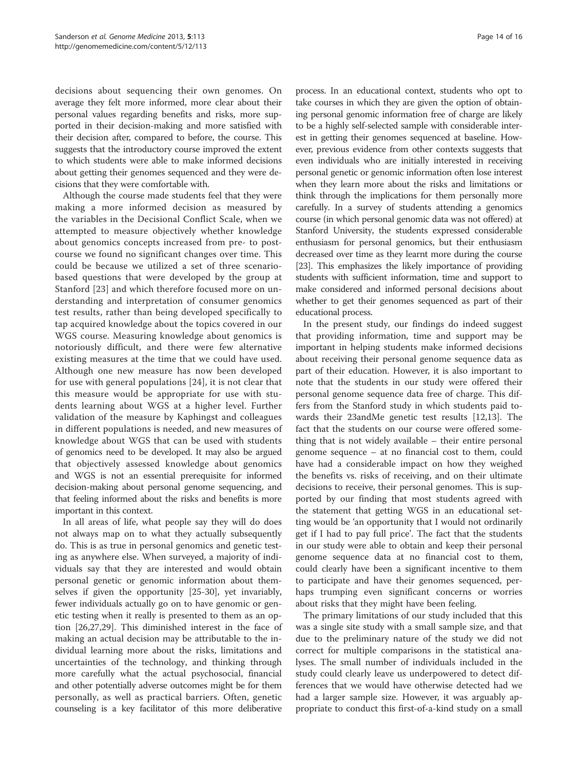decisions about sequencing their own genomes. On average they felt more informed, more clear about their personal values regarding benefits and risks, more supported in their decision-making and more satisfied with their decision after, compared to before, the course. This suggests that the introductory course improved the extent to which students were able to make informed decisions about getting their genomes sequenced and they were decisions that they were comfortable with.

Although the course made students feel that they were making a more informed decision as measured by the variables in the Decisional Conflict Scale, when we attempted to measure objectively whether knowledge about genomics concepts increased from pre- to post-course we found no significant changes over time. This could be because we utilized a set of three scenario-based questions that were developed by the group at Stanford [23] and which therefore focused more on understanding and interpretation of consumer genomics test results, rather than being developed specifically to tap acquired knowledge about the topics covered in our WGS course. Measuring knowledge about genomics is notoriously difficult, and there were few alternative existing measures at the time that we could have used. Although one new measure has now been developed for use with general populations [24], it is not clear that this measure would be appropriate for use with students learning about WGS at a higher level. Further validation of the measure by Kaphingst and colleagues in different populations is needed, and new measures of knowledge about WGS that can be used with students of genomics need to be developed. It may also be argued that objectively assessed knowledge about genomics and WGS is not an essential prerequisite for informed decision-making about personal genome sequencing, and that feeling informed about the risks and benefits is more important in this context.

In all areas of life, what people say they will do does not always map on to what they actually subsequently do. This is as true in personal genomics and genetic testing as anywhere else. When surveyed, a majority of individuals say that they are interested and would obtain personal genetic or genomic information about themselves if given the opportunity [25-30], yet invariably, fewer individuals actually go on to have genomic or genetic testing when it really is presented to them as an option [26,27,29]. This diminished interest in the face of making an actual decision may be attributable to the individual learning more about the risks, limitations and uncertainties of the technology, and thinking through more carefully what the actual psychosocial, financial and other potentially adverse outcomes might be for them personally, as well as practical barriers. Often, genetic counseling is a key facilitator of this more deliberative process. In an educational context, students who opt to take courses in which they are given the option of obtaining personal genomic information free of charge are likely to be a highly self-selected sample with considerable interest in getting their genomes sequenced at baseline. However, previous evidence from other contexts suggests that even individuals who are initially interested in receiving personal genetic or genomic information often lose interest when they learn more about the risks and limitations or think through the implications for them personally more carefully. In a survey of students attending a genomics course (in which personal genomic data was not offered) at Stanford University, the students expressed considerable enthusiasm for personal genomics, but their enthusiasm decreased over time as they learnt more during the course [23]. This emphasizes the likely importance of providing students with sufficient information, time and support to make considered and informed personal decisions about whether to get their genomes sequenced as part of their educational process.

In the present study, our findings do indeed suggest that providing information, time and support may be important in helping students make informed decisions about receiving their personal genome sequence data as part of their education. However, it is also important to note that the students in our study were offered their personal genome sequence data free of charge. This differs from the Stanford study in which students paid towards their 23andMe genetic test results [12,13]. The fact that the students on our course were offered something that is not widely available – their entire personal genome sequence – at no financial cost to them, could have had a considerable impact on how they weighed the benefits vs. risks of receiving, and on their ultimate decisions to receive, their personal genomes. This is supported by our finding that most students agreed with the statement that getting WGS in an educational setting would be 'an opportunity that I would not ordinarily get if I had to pay full price'. The fact that the students in our study were able to obtain and keep their personal genome sequence data at no financial cost to them, could clearly have been a significant incentive to them to participate and have their genomes sequenced, perhaps trumping even significant concerns or worries about risks that they might have been feeling.

The primary limitations of our study included that this was a single site study with a small sample size, and that due to the preliminary nature of the study we did not correct for multiple comparisons in the statistical analyses. The small number of individuals included in the study could clearly leave us underpowered to detect differences that we would have otherwise detected had we had a larger sample size. However, it was arguably appropriate to conduct this first-of-a-kind study on a small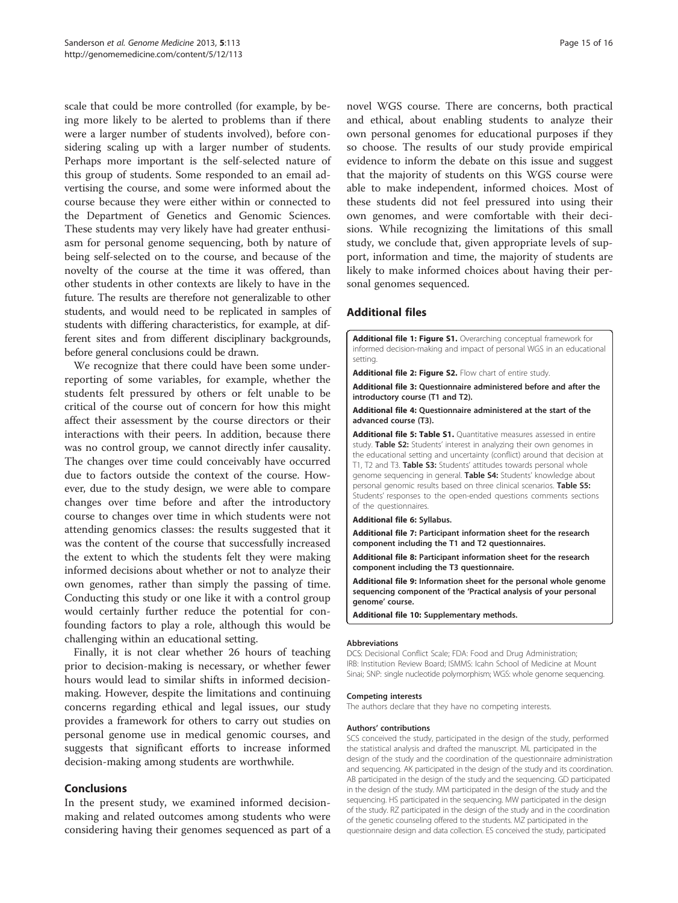scale that could be more controlled (for example, by being more likely to be alerted to problems than if there were a larger number of students involved), before considering scaling up with a larger number of students. Perhaps more important is the self-selected nature of this group of students. Some responded to an email advertising the course, and some were informed about the course because they were either within or connected to the Department of Genetics and Genomic Sciences. These students may very likely have had greater enthusiasm for personal genome sequencing, both by nature of being self-selected on to the course, and because of the novelty of the course at the time it was offered, than other students in other contexts are likely to have in the future. The results are therefore not generalizable to other students, and would need to be replicated in samples of students with differing characteristics, for example, at different sites and from different disciplinary backgrounds, before general conclusions could be drawn.

We recognize that there could have been some underreporting of some variables, for example, whether the students felt pressured by others or felt unable to be critical of the course out of concern for how this might affect their assessment by the course directors or their interactions with their peers. In addition, because there was no control group, we cannot directly infer causality. The changes over time could conceivably have occurred due to factors outside the context of the course. However, due to the study design, we were able to compare changes over time before and after the introductory course to changes over time in which students were not attending genomics classes: the results suggested that it was the content of the course that successfully increased the extent to which the students felt they were making informed decisions about whether or not to analyze their own genomes, rather than simply the passing of time. Conducting this study or one like it with a control group would certainly further reduce the potential for confounding factors to play a role, although this would be challenging within an educational setting.

Finally, it is not clear whether 26 hours of teaching prior to decision-making is necessary, or whether fewer hours would lead to similar shifts in informed decision-making. However, despite the limitations and continuing concerns regarding ethical and legal issues, our study provides a framework for others to carry out studies on personal genome use in medical genomic courses, and suggests that significant efforts to increase informed decision-making among students are worthwhile.

## Conclusions

In the present study, we examined informed decision-making and related outcomes among students who were considering having their genomes sequenced as part of a novel WGS course. There are concerns, both practical and ethical, about enabling students to analyze their own personal genomes for educational purposes if they so choose. The results of our study provide empirical evidence to inform the debate on this issue and suggest that the majority of students on this WGS course were able to make independent, informed choices. Most of these students did not feel pressured into using their own genomes, and were comfortable with their decisions. While recognizing the limitations of this small study, we conclude that, given appropriate levels of support, information and time, the majority of students are likely to make informed choices about having their personal genomes sequenced.

## Additional files

**Additional file 1: Figure S1.** Overarching conceptual framework for informed decision-making and impact of personal WGS in an educational setting.

**Additional file 2: Figure S2.** Flow chart of entire study.

**Additional file 3: Questionnaire administered before and after the introductory course (T1 and T2).**

**Additional file 4: Questionnaire administered at the start of the advanced course (T3).**

**Additional file 5: Table S1.** Quantitative measures assessed in entire study. **Table S2:** Students' interest in analyzing their own genomes in the educational setting and uncertainty (conflict) around that decision at T1, T2 and T3. **Table S3:** Students' attitudes towards personal whole genome sequencing in general. **Table S4:** Students' knowledge about personal genomic results based on three clinical scenarios. **Table S5:** Students' responses to the open-ended questions comments sections of the questionnaires.

**Additional file 6: Syllabus.**

**Additional file 7: Participant information sheet for the research component including the T1 and T2 questionnaires.**

**Additional file 8: Participant information sheet for the research component including the T3 questionnaire.**

**Additional file 9: Information sheet for the personal whole genome sequencing component of the 'Practical analysis of your personal genome' course.**

**Additional file 10: Supplementary methods.**

#### Abbreviations

DCS: Decisional Conflict Scale; FDA: Food and Drug Administration; IRB: Institution Review Board; ISMMS: Icahn School of Medicine at Mount Sinai; SNP: single nucleotide polymorphism; WGS: whole genome sequencing.

#### Competing interests

The authors declare that they have no competing interests.

#### Authors' contributions

SCS conceived the study, participated in the design of the study, performed the statistical analysis and drafted the manuscript. ML participated in the design of the study and the coordination of the questionnaire administration and sequencing. AK participated in the design of the study and its coordination. AB participated in the design of the study and the sequencing. GD participated in the design of the study. MM participated in the design of the study and the sequencing. HS participated in the sequencing. MW participated in the design of the study. RZ participated in the design of the study and in the coordination of the genetic counseling offered to the students. MZ participated in the questionnaire design and data collection. ES conceived the study, participated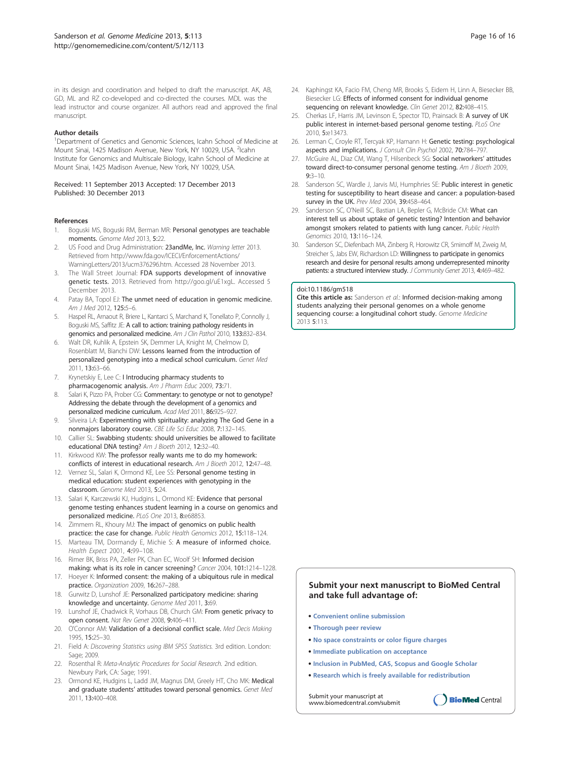in its design and coordination and helped to draft the manuscript. AK, AB, GD, ML and RZ co-developed and co-directed the courses. MDL was the lead instructor and course organizer. All authors read and approved the final manuscript.

#### Author details

[1]Department of Genetics and Genomic Sciences, Icahn School of Medicine at Mount Sinai, 1425 Madison Avenue, New York, NY 10029, USA. [2]Icahn Institute for Genomics and Multiscale Biology, Icahn School of Medicine at Mount Sinai, 1425 Madison Avenue, New York, NY 10029, USA.

Received: 11 September 2013 Accepted: 17 December 2013
Published: 30 December 2013

#### References

1. Boguski MS, Boguski RM, Berman MR: **Personal genotypes are teachable moments.** *Genome Med* 2013, **5:**22.
2. US Food and Drug Administration: **23andMe, Inc.** *Warning letter* 2013. Retrieved from http://www.fda.gov/ICECI/EnforcementActions/WarningLetters/2013/ucm376296.htm. Accessed 28 November 2013.
3. The Wall Street Journal: **FDA supports development of innovative genetic tests.** 2013. Retrieved from http://goo.gl/uE1xgL. Accessed 5 December 2013.
4. Patay BA, Topol EJ: **The unmet need of education in genomic medicine.** *Am J Med* 2012, **125:**5–6.
5. Haspel RL, Arnaout R, Briere L, Kantarci S, Marchand K, Tonellato P, Connolly J, Boguski MS, Saffitz JE: **A call to action: training pathology residents in genomics and personalized medicine.** *Am J Clin Pathol* 2010, **133:**832–834.
6. Walt DR, Kuhlik A, Epstein SK, Demmer LA, Knight M, Chelmow D, Rosenblatt M, Bianchi DW: **Lessons learned from the introduction of personalized genotyping into a medical school curriculum.** *Genet Med* 2011, **13:**63–66.
7. Krynetskiy E, Lee C: **I Introducing pharmacy students to pharmacogenomic analysis.** *Am J Pharm Educ* 2009, **73:**71.
8. Salari K, Pizzo PA, Prober CG: **Commentary: to genotype or not to genotype? Addressing the debate through the development of a genomics and personalized medicine curriculum.** *Acad Med* 2011, **86:**925–927.
9. Silveira LA: **Experimenting with spirituality: analyzing The God Gene in a nonmajors laboratory course.** *CBE Life Sci Educ* 2008, **7:**132–145.
10. Callier SL: **Swabbing students: should universities be allowed to facilitate educational DNA testing?** *Am J Bioeth* 2012, **12:**32–40.
11. Kirkwood KW: **The professor really wants me to do my homework: conflicts of interest in educational research.** *Am J Bioeth* 2012, **12:**47–48.
12. Vernez SL, Salari K, Ormond KE, Lee SS: **Personal genome testing in medical education: student experiences with genotyping in the classroom.** *Genome Med* 2013, **5:**24.
13. Salari K, Karczewski KJ, Hudgins L, Ormond KE: **Evidence that personal genome testing enhances student learning in a course on genomics and personalized medicine.** *PLoS One* 2013, **8:**e68853.
14. Zimmern RL, Khoury MJ: **The impact of genomics on public health practice: the case for change.** *Public Health Genomics* 2012, **15:**118–124.
15. Marteau TM, Dormandy E, Michie S: **A measure of informed choice.** *Health Expect* 2001, **4:**99–108.
16. Rimer BK, Briss PA, Zeller PK, Chan EC, Woolf SH: **Informed decision making: what is its role in cancer screening?** *Cancer* 2004, **101:**1214–1228.
17. Hoeyer K: **Informed consent: the making of a ubiquitous rule in medical practice.** *Organization* 2009, **16:**267–288.
18. Gurwitz D, Lunshof JE: **Personalized participatory medicine: sharing knowledge and uncertainty.** *Genome Med* 2011, **3:**69.
19. Lunshof JE, Chadwick R, Vorhaus DB, Church GM: **From genetic privacy to open consent.** *Nat Rev Genet* 2008, **9:**406–411.
20. O'Connor AM: **Validation of a decisional conflict scale.** *Med Decis Making* 1995, **15:**25–30.
21. Field A: *Discovering Statistics using IBM SPSS Statistics.* 3rd edition. London: Sage; 2009.
22. Rosenthal R: *Meta-Analytic Procedures for Social Research.* 2nd edition. Newbury Park, CA: Sage; 1991.
23. Ormond KE, Hudgins L, Ladd JM, Magnus DM, Greely HT, Cho MK: **Medical and graduate students' attitudes toward personal genomics.** *Genet Med* 2011, **13:**400–408.
24. Kaphingst KA, Facio FM, Cheng MR, Brooks S, Eidem H, Linn A, Biesecker BB, Biesecker LG: **Effects of informed consent for individual genome sequencing on relevant knowledge.** *Clin Genet* 2012, **82:**408–415.
25. Cherkas LF, Harris JM, Levinson E, Spector TD, Prainsack B: **A survey of UK public interest in internet-based personal genome testing.** *PLoS One* 2010, **5:**e13473.
26. Lerman C, Croyle RT, Tercyak KP, Hamann H: **Genetic testing: psychological aspects and implications.** *J Consult Clin Psychol* 2002, **70:**784–797.
27. McGuire AL, Diaz CM, Wang T, Hilsenbeck SG: **Social networkers' attitudes toward direct-to-consumer personal genome testing.** *Am J Bioeth* 2009, **9:**3–10.
28. Sanderson SC, Wardle J, Jarvis MJ, Humphries SE: **Public interest in genetic testing for susceptibility to heart disease and cancer: a population-based survey in the UK.** *Prev Med* 2004, **39:**458–464.
29. Sanderson SC, O'Neill SC, Bastian LA, Bepler G, McBride CM: **What can interest tell us about uptake of genetic testing? Intention and behavior amongst smokers related to patients with lung cancer.** *Public Health Genomics* 2010, **13:**116–124.
30. Sanderson SC, Diefenbach MA, Zinberg R, Horowitz CR, Smirnoff M, Zweig M, Streicher S, Jabs EW, Richardson LD: **Willingness to participate in genomics research and desire for personal results among underrepresented minority patients: a structured interview study.** *J Community Genet* 2013, **4:**469–482.

doi:10.1186/gm518
**Cite this article as:** Sanderson *et al.*: Informed decision-making among students analyzing their personal genomes on a whole genome sequencing course: a longitudinal cohort study. *Genome Medicine* 2013 **5**:113.

**Submit your next manuscript to BioMed Central and take full advantage of:**

- **Convenient online submission**
- **Thorough peer review**
- **No space constraints or color figure charges**
- **Immediate publication on acceptance**
- **Inclusion in PubMed, CAS, Scopus and Google Scholar**
- **Research which is freely available for redistribution**

Submit your manuscript at
www.biomedcentral.com/submit

BioMed Central